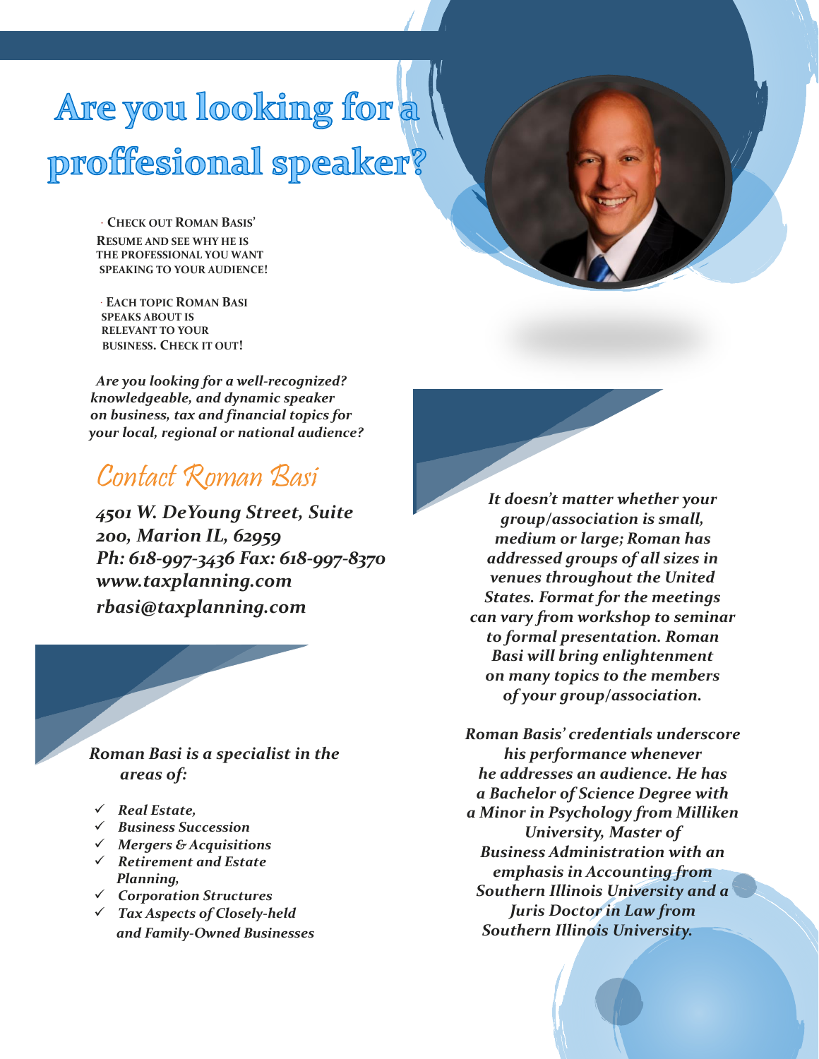# Are you looking for a proffesional speaker?

· **Check out Roman Basis' resume and see why he is the professional you want speaking to your audience!**

· **Each topic Roman Basi speaks about is relevant to your business. Check it out!**

***Are you looking for a well-recognized? knowledgeable, and dynamic speaker on business, tax and financial topics for your local, regional or national audience?***

## Contact Roman Basi

***4501 W. DeYoung Street, Suite 200, Marion IL, 62959***
***Ph: 618-997-3436 Fax: 618-997-8370***
***www.taxplanning.com***
***rbasi@taxplanning.com***

***Roman Basi is a specialist in the areas of:***

- ✓ ***Real Estate,***
- ✓ ***Business Succession***
- ✓ ***Mergers & Acquisitions***
- ✓ ***Retirement and Estate Planning,***
- ✓ ***Corporation Structures***
- ✓ ***Tax Aspects of Closely-held and Family-Owned Businesses***

***It doesn't matter whether your group/association is small, medium or large; Roman has addressed groups of all sizes in venues throughout the United States. Format for the meetings can vary from workshop to seminar to formal presentation. Roman Basi will bring enlightenment on many topics to the members of your group/association.***

***Roman Basis' credentials underscore his performance whenever he addresses an audience. He has a Bachelor of Science Degree with a Minor in Psychology from Milliken University, Master of Business Administration with an emphasis in Accounting from Southern Illinois University and a Juris Doctor in Law from Southern Illinois University.***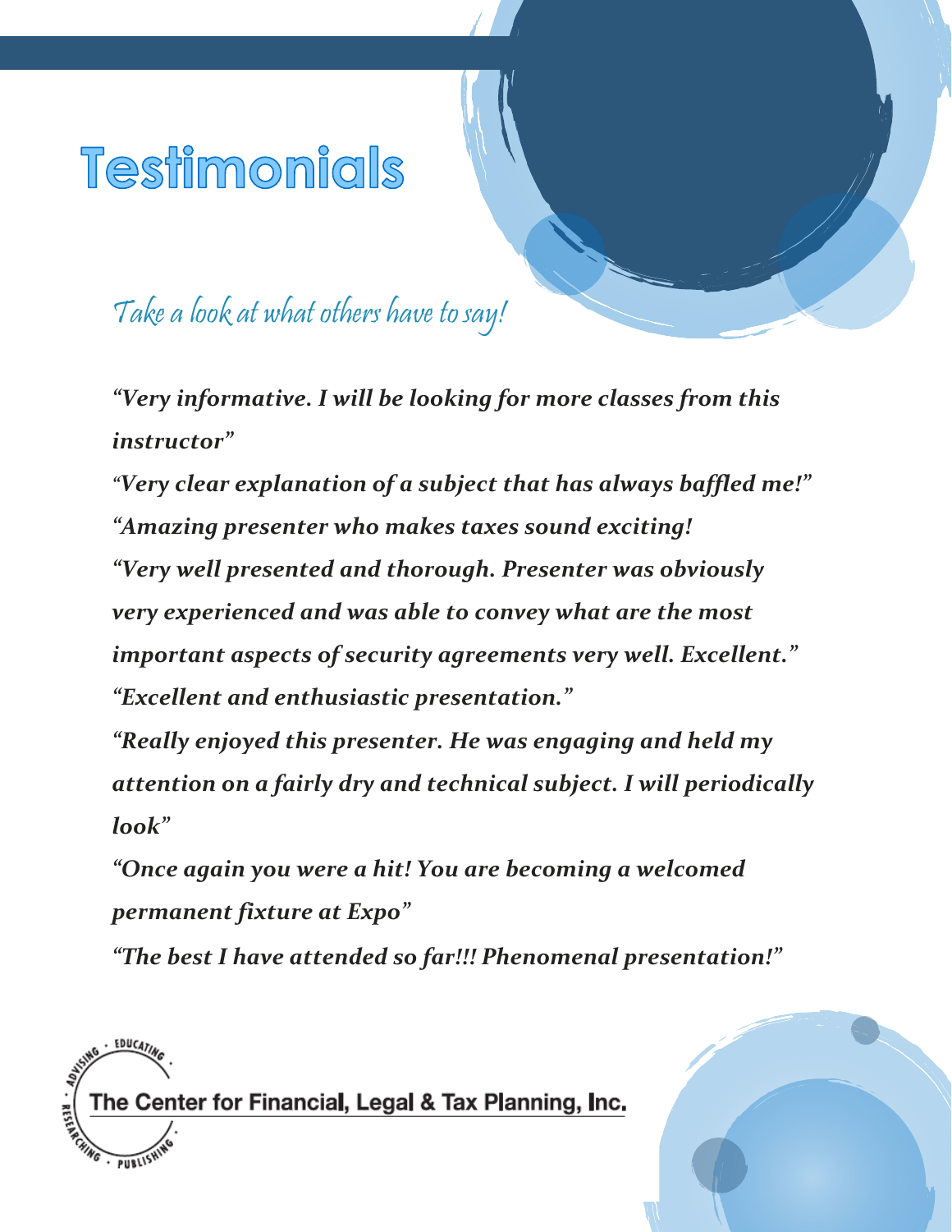# Testimonials

*Take a look at what others have to say!*

***"Very informative. I will be looking for more classes from this instructor"***

***"Very clear explanation of a subject that has always baffled me!"***

***"Amazing presenter who makes taxes sound exciting!***

***"Very well presented and thorough. Presenter was obviously very experienced and was able to convey what are the most important aspects of security agreements very well. Excellent."***

***"Excellent and enthusiastic presentation."***

***"Really enjoyed this presenter. He was engaging and held my attention on a fairly dry and technical subject. I will periodically look"***

***"Once again you were a hit! You are becoming a welcomed permanent fixture at Expo"***

***"The best I have attended so far!!! Phenomenal presentation!"***

ADVISING · EDUCATING · RESEARCHING · PUBLISHING

**The Center for Financial, Legal & Tax Planning, Inc.**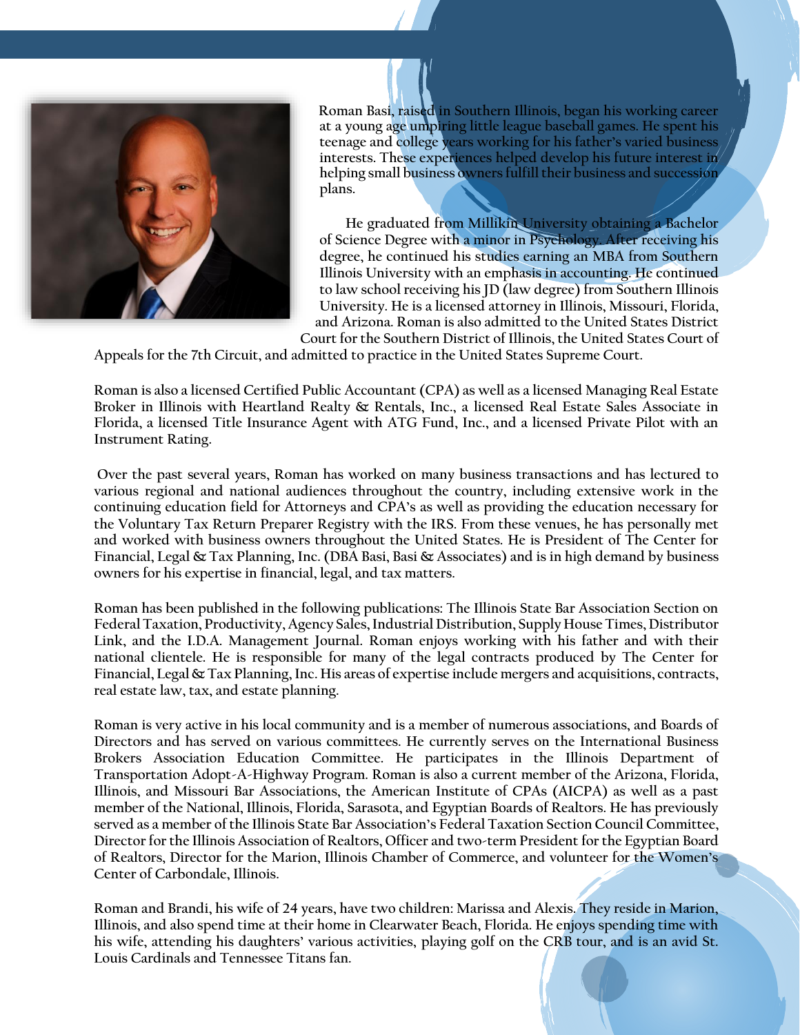Roman Basi, raised in Southern Illinois, began his working career at a young age umpiring little league baseball games. He spent his teenage and college years working for his father's varied business interests. These experiences helped develop his future interest in helping small business owners fulfill their business and succession plans.

He graduated from Millikin University obtaining a Bachelor of Science Degree with a minor in Psychology. After receiving his degree, he continued his studies earning an MBA from Southern Illinois University with an emphasis in accounting. He continued to law school receiving his JD (law degree) from Southern Illinois University. He is a licensed attorney in Illinois, Missouri, Florida, and Arizona. Roman is also admitted to the United States District Court for the Southern District of Illinois, the United States Court of Appeals for the 7th Circuit, and admitted to practice in the United States Supreme Court.

Roman is also a licensed Certified Public Accountant (CPA) as well as a licensed Managing Real Estate Broker in Illinois with Heartland Realty & Rentals, Inc., a licensed Real Estate Sales Associate in Florida, a licensed Title Insurance Agent with ATG Fund, Inc., and a licensed Private Pilot with an Instrument Rating.

Over the past several years, Roman has worked on many business transactions and has lectured to various regional and national audiences throughout the country, including extensive work in the continuing education field for Attorneys and CPA's as well as providing the education necessary for the Voluntary Tax Return Preparer Registry with the IRS. From these venues, he has personally met and worked with business owners throughout the United States. He is President of The Center for Financial, Legal & Tax Planning, Inc. (DBA Basi, Basi & Associates) and is in high demand by business owners for his expertise in financial, legal, and tax matters.

Roman has been published in the following publications: The Illinois State Bar Association Section on Federal Taxation, Productivity, Agency Sales, Industrial Distribution, Supply House Times, Distributor Link, and the I.D.A. Management Journal. Roman enjoys working with his father and with their national clientele. He is responsible for many of the legal contracts produced by The Center for Financial, Legal & Tax Planning, Inc. His areas of expertise include mergers and acquisitions, contracts, real estate law, tax, and estate planning.

Roman is very active in his local community and is a member of numerous associations, and Boards of Directors and has served on various committees. He currently serves on the International Business Brokers Association Education Committee. He participates in the Illinois Department of Transportation Adopt-A-Highway Program. Roman is also a current member of the Arizona, Florida, Illinois, and Missouri Bar Associations, the American Institute of CPAs (AICPA) as well as a past member of the National, Illinois, Florida, Sarasota, and Egyptian Boards of Realtors. He has previously served as a member of the Illinois State Bar Association's Federal Taxation Section Council Committee, Director for the Illinois Association of Realtors, Officer and two-term President for the Egyptian Board of Realtors, Director for the Marion, Illinois Chamber of Commerce, and volunteer for the Women's Center of Carbondale, Illinois.

Roman and Brandi, his wife of 24 years, have two children: Marissa and Alexis. They reside in Marion, Illinois, and also spend time at their home in Clearwater Beach, Florida. He enjoys spending time with his wife, attending his daughters' various activities, playing golf on the CRB tour, and is an avid St. Louis Cardinals and Tennessee Titans fan.